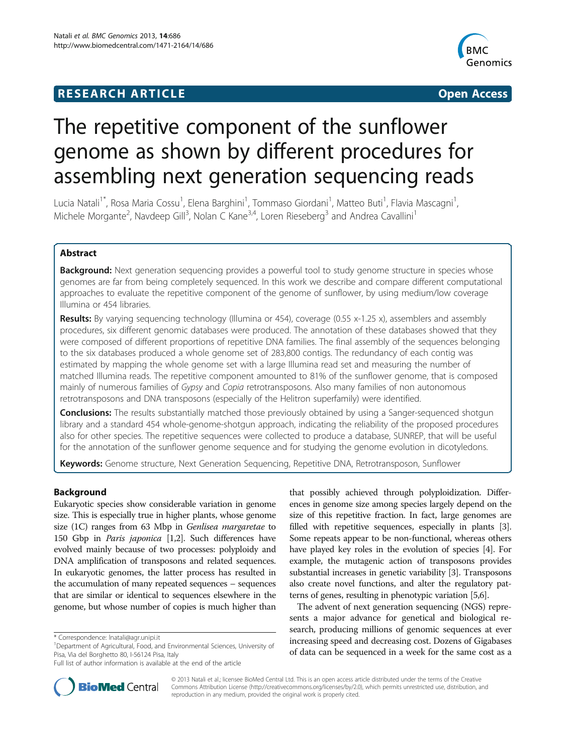RESEARCH ARTICLE Open Access

# The repetitive component of the sunflower genome as shown by different procedures for assembling next generation sequencing reads

Lucia Natali[1*], Rosa Maria Cossu[1], Elena Barghini[1], Tommaso Giordani[1], Matteo Buti[1], Flavia Mascagni[1], Michele Morgante[2], Navdeep Gill[3], Nolan C Kane[3,4], Loren Rieseberg[3] and Andrea Cavallini[1]

## Abstract

**Background:** Next generation sequencing provides a powerful tool to study genome structure in species whose genomes are far from being completely sequenced. In this work we describe and compare different computational approaches to evaluate the repetitive component of the genome of sunflower, by using medium/low coverage Illumina or 454 libraries.

**Results:** By varying sequencing technology (Illumina or 454), coverage (0.55 x-1.25 x), assemblers and assembly procedures, six different genomic databases were produced. The annotation of these databases showed that they were composed of different proportions of repetitive DNA families. The final assembly of the sequences belonging to the six databases produced a whole genome set of 283,800 contigs. The redundancy of each contig was estimated by mapping the whole genome set with a large Illumina read set and measuring the number of matched Illumina reads. The repetitive component amounted to 81% of the sunflower genome, that is composed mainly of numerous families of *Gypsy* and *Copia* retrotransposons. Also many families of non autonomous retrotransposons and DNA transposons (especially of the Helitron superfamily) were identified.

**Conclusions:** The results substantially matched those previously obtained by using a Sanger-sequenced shotgun library and a standard 454 whole-genome-shotgun approach, indicating the reliability of the proposed procedures also for other species. The repetitive sequences were collected to produce a database, SUNREP, that will be useful for the annotation of the sunflower genome sequence and for studying the genome evolution in dicotyledons.

**Keywords:** Genome structure, Next Generation Sequencing, Repetitive DNA, Retrotransposon, Sunflower

## Background

Eukaryotic species show considerable variation in genome size. This is especially true in higher plants, whose genome size (1C) ranges from 63 Mbp in *Genlisea margaretae* to 150 Gbp in *Paris japonica* [1,2]. Such differences have evolved mainly because of two processes: polyploidy and DNA amplification of transposons and related sequences. In eukaryotic genomes, the latter process has resulted in the accumulation of many repeated sequences – sequences that are similar or identical to sequences elsewhere in the genome, but whose number of copies is much higher than that possibly achieved through polyploidization. Differences in genome size among species largely depend on the size of this repetitive fraction. In fact, large genomes are filled with repetitive sequences, especially in plants [3]. Some repeats appear to be non-functional, whereas others have played key roles in the evolution of species [4]. For example, the mutagenic action of transposons provides substantial increases in genetic variability [3]. Transposons also create novel functions, and alter the regulatory patterns of genes, resulting in phenotypic variation [5,6].

The advent of next generation sequencing (NGS) represents a major advance for genetical and biological research, producing millions of genomic sequences at ever increasing speed and decreasing cost. Dozens of Gigabases of data can be sequenced in a week for the same cost as a

\* Correspondence: lnatali@agr.unipi.it
[1]Department of Agricultural, Food, and Environmental Sciences, University of Pisa, Via del Borghetto 80, I-56124 Pisa, Italy
Full list of author information is available at the end of the article

© 2013 Natali et al.; licensee BioMed Central Ltd. This is an open access article distributed under the terms of the Creative Commons Attribution License (http://creativecommons.org/licenses/by/2.0), which permits unrestricted use, distribution, and reproduction in any medium, provided the original work is properly cited.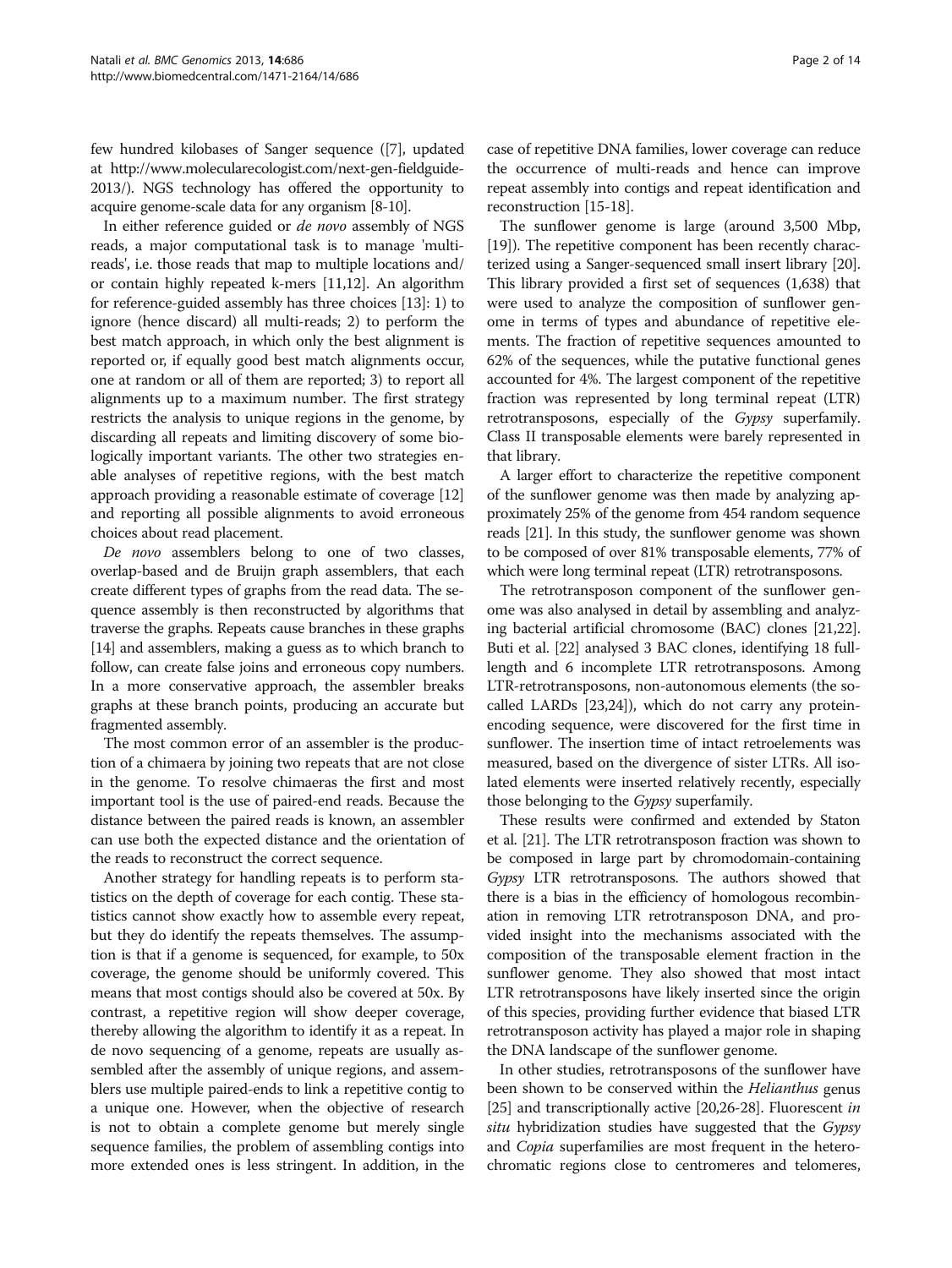few hundred kilobases of Sanger sequence ([7], updated at http://www.molecularecologist.com/next-gen-fieldguide-2013/). NGS technology has offered the opportunity to acquire genome-scale data for any organism [8-10].

In either reference guided or *de novo* assembly of NGS reads, a major computational task is to manage 'multi-reads', i.e. those reads that map to multiple locations and/or contain highly repeated k-mers [11,12]. An algorithm for reference-guided assembly has three choices [13]: 1) to ignore (hence discard) all multi-reads; 2) to perform the best match approach, in which only the best alignment is reported or, if equally good best match alignments occur, one at random or all of them are reported; 3) to report all alignments up to a maximum number. The first strategy restricts the analysis to unique regions in the genome, by discarding all repeats and limiting discovery of some biologically important variants. The other two strategies enable analyses of repetitive regions, with the best match approach providing a reasonable estimate of coverage [12] and reporting all possible alignments to avoid erroneous choices about read placement.

*De novo* assemblers belong to one of two classes, overlap-based and de Bruijn graph assemblers, that each create different types of graphs from the read data. The sequence assembly is then reconstructed by algorithms that traverse the graphs. Repeats cause branches in these graphs [14] and assemblers, making a guess as to which branch to follow, can create false joins and erroneous copy numbers. In a more conservative approach, the assembler breaks graphs at these branch points, producing an accurate but fragmented assembly.

The most common error of an assembler is the production of a chimaera by joining two repeats that are not close in the genome. To resolve chimaeras the first and most important tool is the use of paired-end reads. Because the distance between the paired reads is known, an assembler can use both the expected distance and the orientation of the reads to reconstruct the correct sequence.

Another strategy for handling repeats is to perform statistics on the depth of coverage for each contig. These statistics cannot show exactly how to assemble every repeat, but they do identify the repeats themselves. The assumption is that if a genome is sequenced, for example, to 50x coverage, the genome should be uniformly covered. This means that most contigs should also be covered at 50x. By contrast, a repetitive region will show deeper coverage, thereby allowing the algorithm to identify it as a repeat. In de novo sequencing of a genome, repeats are usually assembled after the assembly of unique regions, and assemblers use multiple paired-ends to link a repetitive contig to a unique one. However, when the objective of research is not to obtain a complete genome but merely single sequence families, the problem of assembling contigs into more extended ones is less stringent. In addition, in the case of repetitive DNA families, lower coverage can reduce the occurrence of multi-reads and hence can improve repeat assembly into contigs and repeat identification and reconstruction [15-18].

The sunflower genome is large (around 3,500 Mbp, [19]). The repetitive component has been recently characterized using a Sanger-sequenced small insert library [20]. This library provided a first set of sequences (1,638) that were used to analyze the composition of sunflower genome in terms of types and abundance of repetitive elements. The fraction of repetitive sequences amounted to 62% of the sequences, while the putative functional genes accounted for 4%. The largest component of the repetitive fraction was represented by long terminal repeat (LTR) retrotransposons, especially of the *Gypsy* superfamily. Class II transposable elements were barely represented in that library.

A larger effort to characterize the repetitive component of the sunflower genome was then made by analyzing approximately 25% of the genome from 454 random sequence reads [21]. In this study, the sunflower genome was shown to be composed of over 81% transposable elements, 77% of which were long terminal repeat (LTR) retrotransposons.

The retrotransposon component of the sunflower genome was also analysed in detail by assembling and analyzing bacterial artificial chromosome (BAC) clones [21,22]. Buti et al. [22] analysed 3 BAC clones, identifying 18 full-length and 6 incomplete LTR retrotransposons. Among LTR-retrotransposons, non-autonomous elements (the so-called LARDs [23,24]), which do not carry any protein-encoding sequence, were discovered for the first time in sunflower. The insertion time of intact retroelements was measured, based on the divergence of sister LTRs. All isolated elements were inserted relatively recently, especially those belonging to the *Gypsy* superfamily.

These results were confirmed and extended by Staton et al. [21]. The LTR retrotransposon fraction was shown to be composed in large part by chromodomain-containing *Gypsy* LTR retrotransposons. The authors showed that there is a bias in the efficiency of homologous recombination in removing LTR retrotransposon DNA, and provided insight into the mechanisms associated with the composition of the transposable element fraction in the sunflower genome. They also showed that most intact LTR retrotransposons have likely inserted since the origin of this species, providing further evidence that biased LTR retrotransposon activity has played a major role in shaping the DNA landscape of the sunflower genome.

In other studies, retrotransposons of the sunflower have been shown to be conserved within the *Helianthus* genus [25] and transcriptionally active [20,26-28]. Fluorescent *in situ* hybridization studies have suggested that the *Gypsy* and *Copia* superfamilies are most frequent in the heterochromatic regions close to centromeres and telomeres,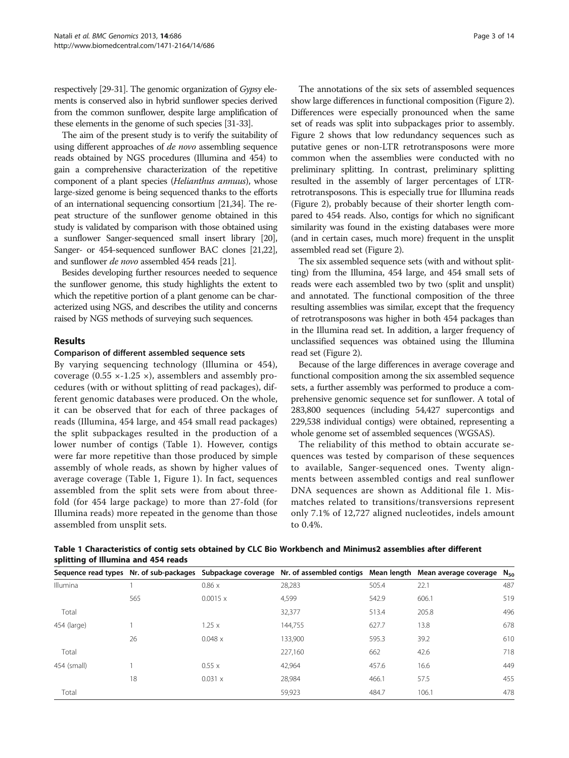respectively [29-31]. The genomic organization of *Gypsy* elements is conserved also in hybrid sunflower species derived from the common sunflower, despite large amplification of these elements in the genome of such species [31-33].

The aim of the present study is to verify the suitability of using different approaches of *de novo* assembling sequence reads obtained by NGS procedures (Illumina and 454) to gain a comprehensive characterization of the repetitive component of a plant species (*Helianthus annuus*), whose large-sized genome is being sequenced thanks to the efforts of an international sequencing consortium [21,34]. The repeat structure of the sunflower genome obtained in this study is validated by comparison with those obtained using a sunflower Sanger-sequenced small insert library [20], Sanger- or 454-sequenced sunflower BAC clones [21,22], and sunflower *de novo* assembled 454 reads [21].

Besides developing further resources needed to sequence the sunflower genome, this study highlights the extent to which the repetitive portion of a plant genome can be characterized using NGS, and describes the utility and concerns raised by NGS methods of surveying such sequences.

## Results

### Comparison of different assembled sequence sets

By varying sequencing technology (Illumina or 454), coverage (0.55 ×-1.25 ×), assemblers and assembly procedures (with or without splitting of read packages), different genomic databases were produced. On the whole, it can be observed that for each of three packages of reads (Illumina, 454 large, and 454 small read packages) the split subpackages resulted in the production of a lower number of contigs (Table 1). However, contigs were far more repetitive than those produced by simple assembly of whole reads, as shown by higher values of average coverage (Table 1, Figure 1). In fact, sequences assembled from the split sets were from about three-fold (for 454 large package) to more than 27-fold (for Illumina reads) more repeated in the genome than those assembled from unsplit sets.

The annotations of the six sets of assembled sequences show large differences in functional composition (Figure 2). Differences were especially pronounced when the same set of reads was split into subpackages prior to assembly. Figure 2 shows that low redundancy sequences such as putative genes or non-LTR retrotransposons were more common when the assemblies were conducted with no preliminary splitting. In contrast, preliminary splitting resulted in the assembly of larger percentages of LTR-retrotransposons. This is especially true for Illumina reads (Figure 2), probably because of their shorter length compared to 454 reads. Also, contigs for which no significant similarity was found in the existing databases were more (and in certain cases, much more) frequent in the unsplit assembled read set (Figure 2).

The six assembled sequence sets (with and without splitting) from the Illumina, 454 large, and 454 small sets of reads were each assembled two by two (split and unsplit) and annotated. The functional composition of the three resulting assemblies was similar, except that the frequency of retrotransposons was higher in both 454 packages than in the Illumina read set. In addition, a larger frequency of unclassified sequences was obtained using the Illumina read set (Figure 2).

Because of the large differences in average coverage and functional composition among the six assembled sequence sets, a further assembly was performed to produce a comprehensive genomic sequence set for sunflower. A total of 283,800 sequences (including 54,427 supercontigs and 229,538 individual contigs) were obtained, representing a whole genome set of assembled sequences (WGSAS).

The reliability of this method to obtain accurate sequences was tested by comparison of these sequences to available, Sanger-sequenced ones. Twenty alignments between assembled contigs and real sunflower DNA sequences are shown as Additional file 1. Mismatches related to transitions/transversions represent only 7.1% of 12,727 aligned nucleotides, indels amount to 0.4%.

**Table 1 Characteristics of contig sets obtained by CLC Bio Workbench and Minimus2 assemblies after different splitting of Illumina and 454 reads**

| Sequence read types | Nr. of sub-packages | Subpackage coverage | Nr. of assembled contigs | Mean length | Mean average coverage | $N_{50}$ |
|---|---|---|---|---|---|---|
| Illumina | 1 | 0.86 x | 28,283 | 505.4 | 22.1 | 487 |
| | 565 | 0.0015 x | 4,599 | 542.9 | 606.1 | 519 |
| Total | | | 32,377 | 513.4 | 205.8 | 496 |
| 454 (large) | 1 | 1.25 x | 144,755 | 627.7 | 13.8 | 678 |
| | 26 | 0.048 x | 133,900 | 595.3 | 39.2 | 610 |
| Total | | | 227,160 | 662 | 42.6 | 718 |
| 454 (small) | 1 | 0.55 x | 42,964 | 457.6 | 16.6 | 449 |
| | 18 | 0.031 x | 28,984 | 466.1 | 57.5 | 455 |
| Total | | | 59,923 | 484.7 | 106.1 | 478 |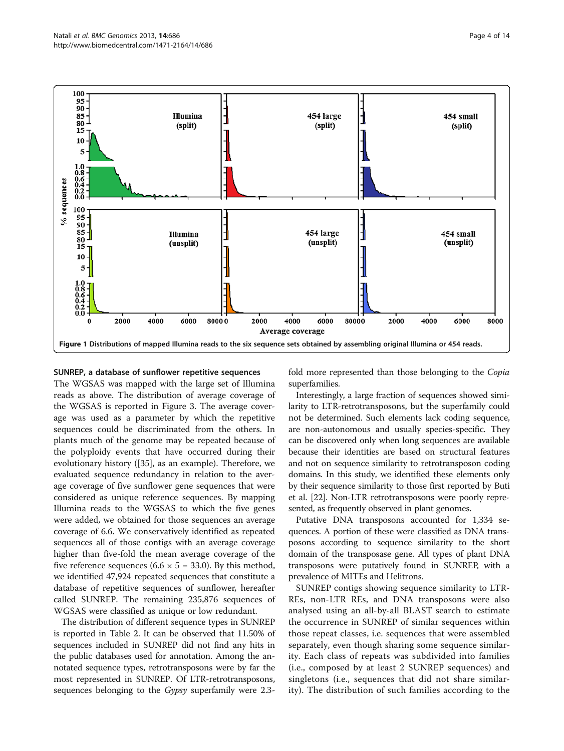**Figure 1 Distributions of mapped Illumina reads to the six sequence sets obtained by assembling original Illumina or 454 reads.**

### SUNREP, a database of sunflower repetitive sequences

The WGSAS was mapped with the large set of Illumina reads as above. The distribution of average coverage of the WGSAS is reported in Figure 3. The average coverage was used as a parameter by which the repetitive sequences could be discriminated from the others. In plants much of the genome may be repeated because of the polyploidy events that have occurred during their evolutionary history ([35], as an example). Therefore, we evaluated sequence redundancy in relation to the average coverage of five sunflower gene sequences that were considered as unique reference sequences. By mapping Illumina reads to the WGSAS to which the five genes were added, we obtained for those sequences an average coverage of 6.6. We conservatively identified as repeated sequences all of those contigs with an average coverage higher than five-fold the mean average coverage of the five reference sequences ($6.6 \times 5 = 33.0$). By this method, we identified 47,924 repeated sequences that constitute a database of repetitive sequences of sunflower, hereafter called SUNREP. The remaining 235,876 sequences of WGSAS were classified as unique or low redundant.

The distribution of different sequence types in SUNREP is reported in Table 2. It can be observed that 11.50% of sequences included in SUNREP did not find any hits in the public databases used for annotation. Among the annotated sequence types, retrotransposons were by far the most represented in SUNREP. Of LTR-retrotransposons, sequences belonging to the *Gypsy* superfamily were 2.3-fold more represented than those belonging to the *Copia* superfamilies.

Interestingly, a large fraction of sequences showed similarity to LTR-retrotransposons, but the superfamily could not be determined. Such elements lack coding sequence, are non-autonomous and usually species-specific. They can be discovered only when long sequences are available because their identities are based on structural features and not on sequence similarity to retrotransposon coding domains. In this study, we identified these elements only by their sequence similarity to those first reported by Buti et al. [22]. Non-LTR retrotransposons were poorly represented, as frequently observed in plant genomes.

Putative DNA transposons accounted for 1,334 sequences. A portion of these were classified as DNA transposons according to sequence similarity to the short domain of the transposase gene. All types of plant DNA transposons were putatively found in SUNREP, with a prevalence of MITEs and Helitrons.

SUNREP contigs showing sequence similarity to LTR-REs, non-LTR REs, and DNA transposons were also analysed using an all-by-all BLAST search to estimate the occurrence in SUNREP of similar sequences within those repeat classes, i.e. sequences that were assembled separately, even though sharing some sequence similarity. Each class of repeats was subdivided into families (i.e., composed by at least 2 SUNREP sequences) and singletons (i.e., sequences that did not share similarity). The distribution of such families according to the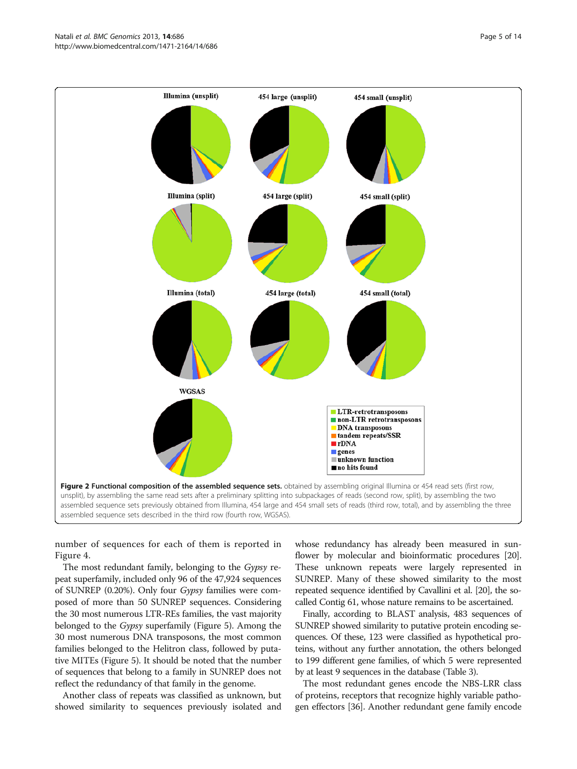**Figure 2 Functional composition of the assembled sequence sets.** obtained by assembling original Illumina or 454 read sets (first row, unsplit), by assembling the same read sets after a preliminary splitting into subpackages of reads (second row, split), by assembling the two assembled sequence sets previously obtained from Illumina, 454 large and 454 small sets of reads (third row, total), and by assembling the three assembled sequence sets described in the third row (fourth row, WGSAS).

number of sequences for each of them is reported in Figure 4.

The most redundant family, belonging to the *Gypsy* repeat superfamily, included only 96 of the 47,924 sequences of SUNREP (0.20%). Only four *Gypsy* families were composed of more than 50 SUNREP sequences. Considering the 30 most numerous LTR-REs families, the vast majority belonged to the *Gypsy* superfamily (Figure 5). Among the 30 most numerous DNA transposons, the most common families belonged to the Helitron class, followed by putative MITEs (Figure 5). It should be noted that the number of sequences that belong to a family in SUNREP does not reflect the redundancy of that family in the genome.

Another class of repeats was classified as unknown, but showed similarity to sequences previously isolated and whose redundancy has already been measured in sunflower by molecular and bioinformatic procedures [20]. These unknown repeats were largely represented in SUNREP. Many of these showed similarity to the most repeated sequence identified by Cavallini et al. [20], the so-called Contig 61, whose nature remains to be ascertained.

Finally, according to BLAST analysis, 483 sequences of SUNREP showed similarity to putative protein encoding sequences. Of these, 123 were classified as hypothetical proteins, without any further annotation, the others belonged to 199 different gene families, of which 5 were represented by at least 9 sequences in the database (Table 3).

The most redundant genes encode the NBS-LRR class of proteins, receptors that recognize highly variable pathogen effectors [36]. Another redundant gene family encode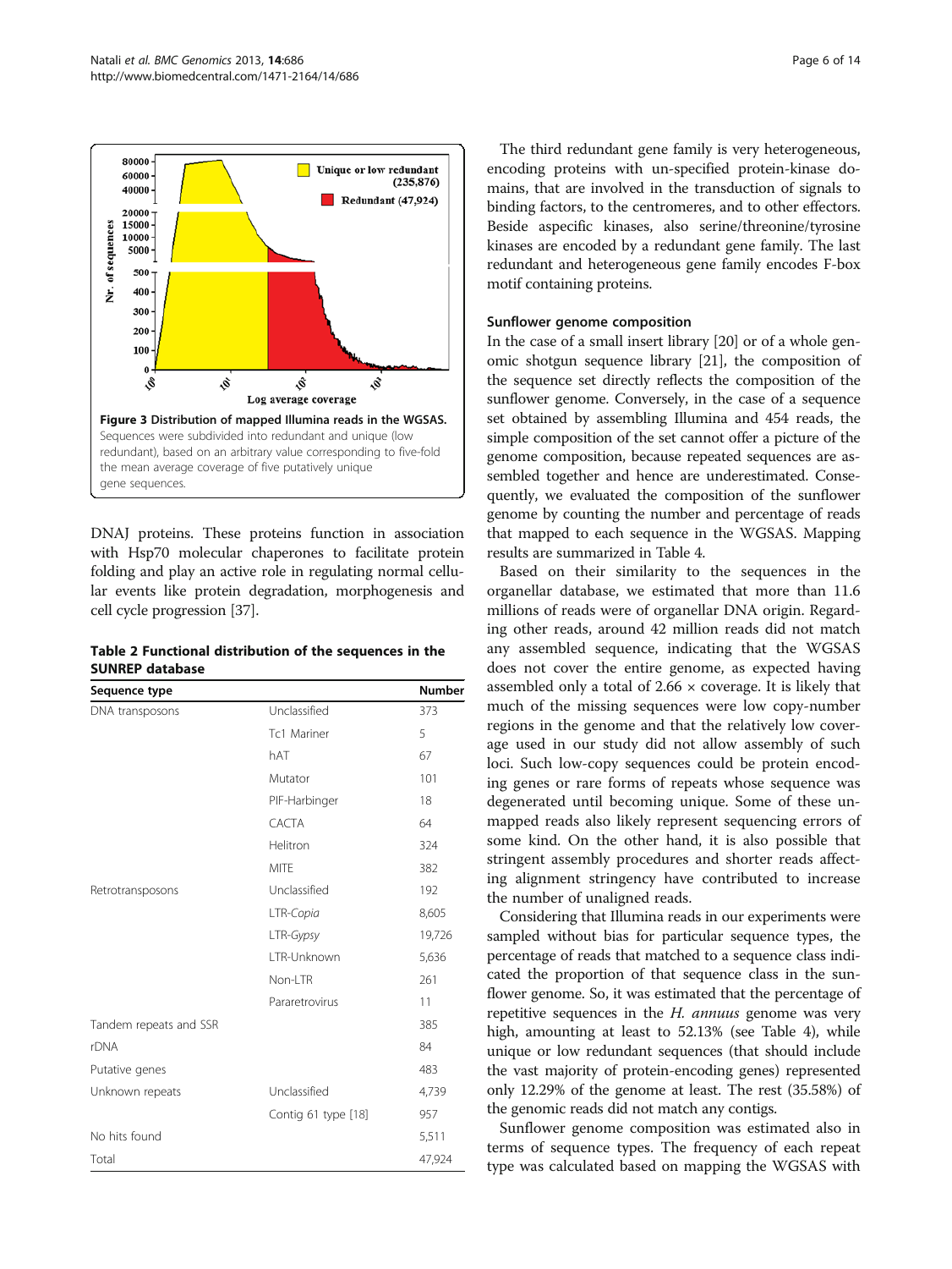Figure 3 Distribution of mapped Illumina reads in the WGSAS. Sequences were subdivided into redundant and unique (low redundant), based on an arbitrary value corresponding to five-fold the mean average coverage of five putatively unique gene sequences.

DNAJ proteins. These proteins function in association with Hsp70 molecular chaperones to facilitate protein folding and play an active role in regulating normal cellular events like protein degradation, morphogenesis and cell cycle progression [37].

**Table 2 Functional distribution of the sequences in the SUNREP database**

| Sequence type | | Number |
|---|---|---|
| DNA transposons | Unclassified | 373 |
| | Tc1 Mariner | 5 |
| | hAT | 67 |
| | Mutator | 101 |
| | PIF-Harbinger | 18 |
| | CACTA | 64 |
| | Helitron | 324 |
| | MITE | 382 |
| Retrotransposons | Unclassified | 192 |
| | LTR-*Copia* | 8,605 |
| | LTR-*Gypsy* | 19,726 |
| | LTR-Unknown | 5,636 |
| | Non-LTR | 261 |
| | Pararetrovirus | 11 |
| Tandem repeats and SSR | | 385 |
| rDNA | | 84 |
| Putative genes | | 483 |
| Unknown repeats | Unclassified | 4,739 |
| | Contig 61 type [18] | 957 |
| No hits found | | 5,511 |
| Total | | 47,924 |

The third redundant gene family is very heterogeneous, encoding proteins with un-specified protein-kinase domains, that are involved in the transduction of signals to binding factors, to the centromeres, and to other effectors. Beside aspecific kinases, also serine/threonine/tyrosine kinases are encoded by a redundant gene family. The last redundant and heterogeneous gene family encodes F-box motif containing proteins.

### Sunflower genome composition

In the case of a small insert library [20] or of a whole genomic shotgun sequence library [21], the composition of the sequence set directly reflects the composition of the sunflower genome. Conversely, in the case of a sequence set obtained by assembling Illumina and 454 reads, the simple composition of the set cannot offer a picture of the genome composition, because repeated sequences are assembled together and hence are underestimated. Consequently, we evaluated the composition of the sunflower genome by counting the number and percentage of reads that mapped to each sequence in the WGSAS. Mapping results are summarized in Table 4.

Based on their similarity to the sequences in the organellar database, we estimated that more than 11.6 millions of reads were of organellar DNA origin. Regarding other reads, around 42 million reads did not match any assembled sequence, indicating that the WGSAS does not cover the entire genome, as expected having assembled only a total of 2.66 × coverage. It is likely that much of the missing sequences were low copy-number regions in the genome and that the relatively low coverage used in our study did not allow assembly of such loci. Such low-copy sequences could be protein encoding genes or rare forms of repeats whose sequence was degenerated until becoming unique. Some of these unmapped reads also likely represent sequencing errors of some kind. On the other hand, it is also possible that stringent assembly procedures and shorter reads affecting alignment stringency have contributed to increase the number of unaligned reads.

Considering that Illumina reads in our experiments were sampled without bias for particular sequence types, the percentage of reads that matched to a sequence class indicated the proportion of that sequence class in the sunflower genome. So, it was estimated that the percentage of repetitive sequences in the *H. annuus* genome was very high, amounting at least to 52.13% (see Table 4), while unique or low redundant sequences (that should include the vast majority of protein-encoding genes) represented only 12.29% of the genome at least. The rest (35.58%) of the genomic reads did not match any contigs.

Sunflower genome composition was estimated also in terms of sequence types. The frequency of each repeat type was calculated based on mapping the WGSAS with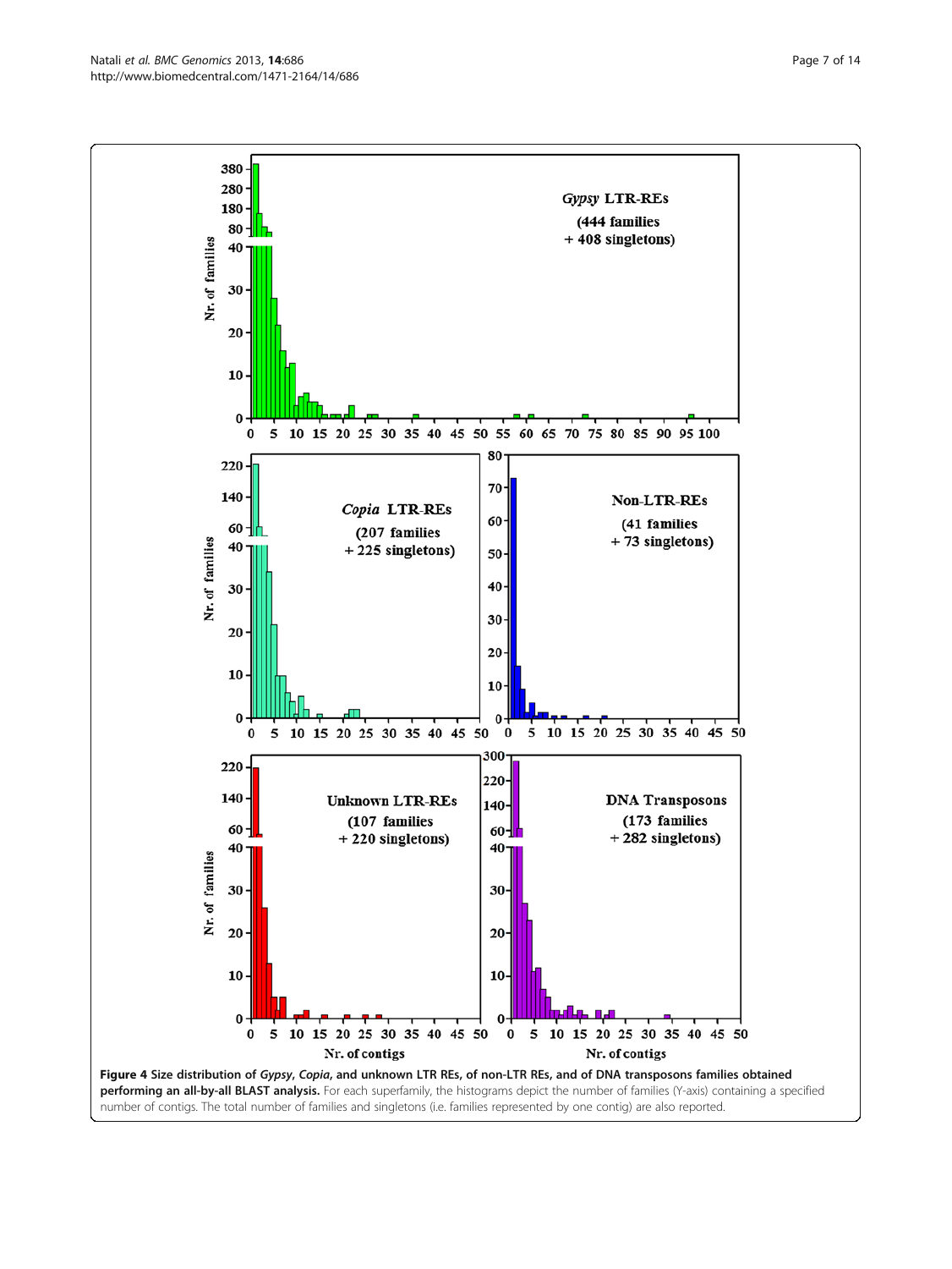**Figure 4 Size distribution of *Gypsy*, *Copia*, and unknown LTR REs, of non-LTR REs, and of DNA transposons families obtained performing an all-by-all BLAST analysis.** For each superfamily, the histograms depict the number of families (Y-axis) containing a specified number of contigs. The total number of families and singletons (i.e. families represented by one contig) are also reported.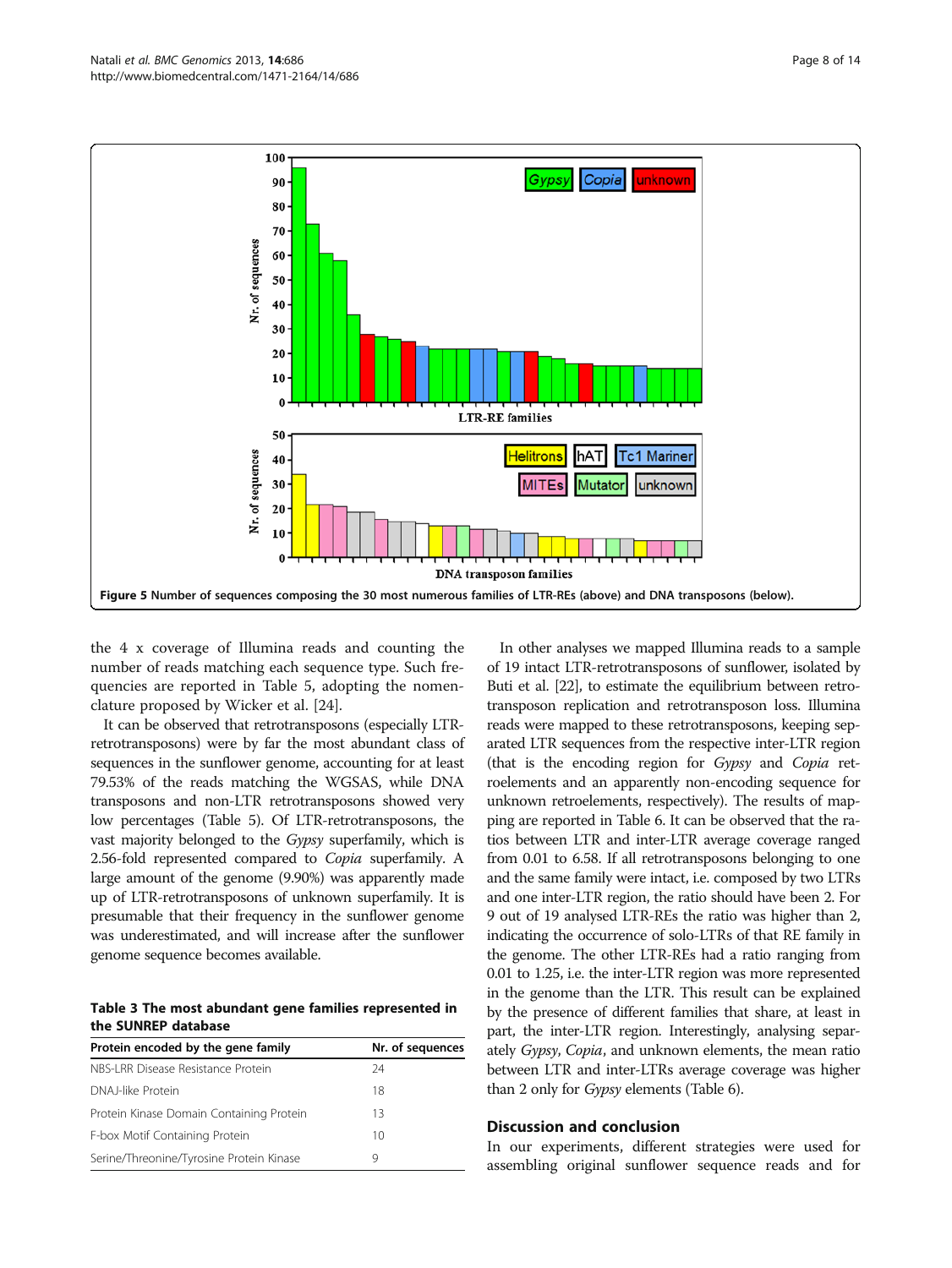Figure 5 Number of sequences composing the 30 most numerous families of LTR-REs (above) and DNA transposons (below).

the 4 x coverage of Illumina reads and counting the number of reads matching each sequence type. Such frequencies are reported in Table 5, adopting the nomenclature proposed by Wicker et al. [24].

It can be observed that retrotransposons (especially LTR-retrotransposons) were by far the most abundant class of sequences in the sunflower genome, accounting for at least 79.53% of the reads matching the WGSAS, while DNA transposons and non-LTR retrotransposons showed very low percentages (Table 5). Of LTR-retrotransposons, the vast majority belonged to the *Gypsy* superfamily, which is 2.56-fold represented compared to *Copia* superfamily. A large amount of the genome (9.90%) was apparently made up of LTR-retrotransposons of unknown superfamily. It is presumable that their frequency in the sunflower genome was underestimated, and will increase after the sunflower genome sequence becomes available.

**Table 3 The most abundant gene families represented in the SUNREP database**

| Protein encoded by the gene family | Nr. of sequences |
|---|---|
| NBS-LRR Disease Resistance Protein | 24 |
| DNAJ-like Protein | 18 |
| Protein Kinase Domain Containing Protein | 13 |
| F-box Motif Containing Protein | 10 |
| Serine/Threonine/Tyrosine Protein Kinase | 9 |

In other analyses we mapped Illumina reads to a sample of 19 intact LTR-retrotransposons of sunflower, isolated by Buti et al. [22], to estimate the equilibrium between retrotransposon replication and retrotransposon loss. Illumina reads were mapped to these retrotransposons, keeping separated LTR sequences from the respective inter-LTR region (that is the encoding region for *Gypsy* and *Copia* retroelements and an apparently non-encoding sequence for unknown retroelements, respectively). The results of mapping are reported in Table 6. It can be observed that the ratios between LTR and inter-LTR average coverage ranged from 0.01 to 6.58. If all retrotransposons belonging to one and the same family were intact, i.e. composed by two LTRs and one inter-LTR region, the ratio should have been 2. For 9 out of 19 analysed LTR-REs the ratio was higher than 2, indicating the occurrence of solo-LTRs of that RE family in the genome. The other LTR-REs had a ratio ranging from 0.01 to 1.25, i.e. the inter-LTR region was more represented in the genome than the LTR. This result can be explained by the presence of different families that share, at least in part, the inter-LTR region. Interestingly, analysing separately *Gypsy*, *Copia*, and unknown elements, the mean ratio between LTR and inter-LTRs average coverage was higher than 2 only for *Gypsy* elements (Table 6).

## Discussion and conclusion

In our experiments, different strategies were used for assembling original sunflower sequence reads and for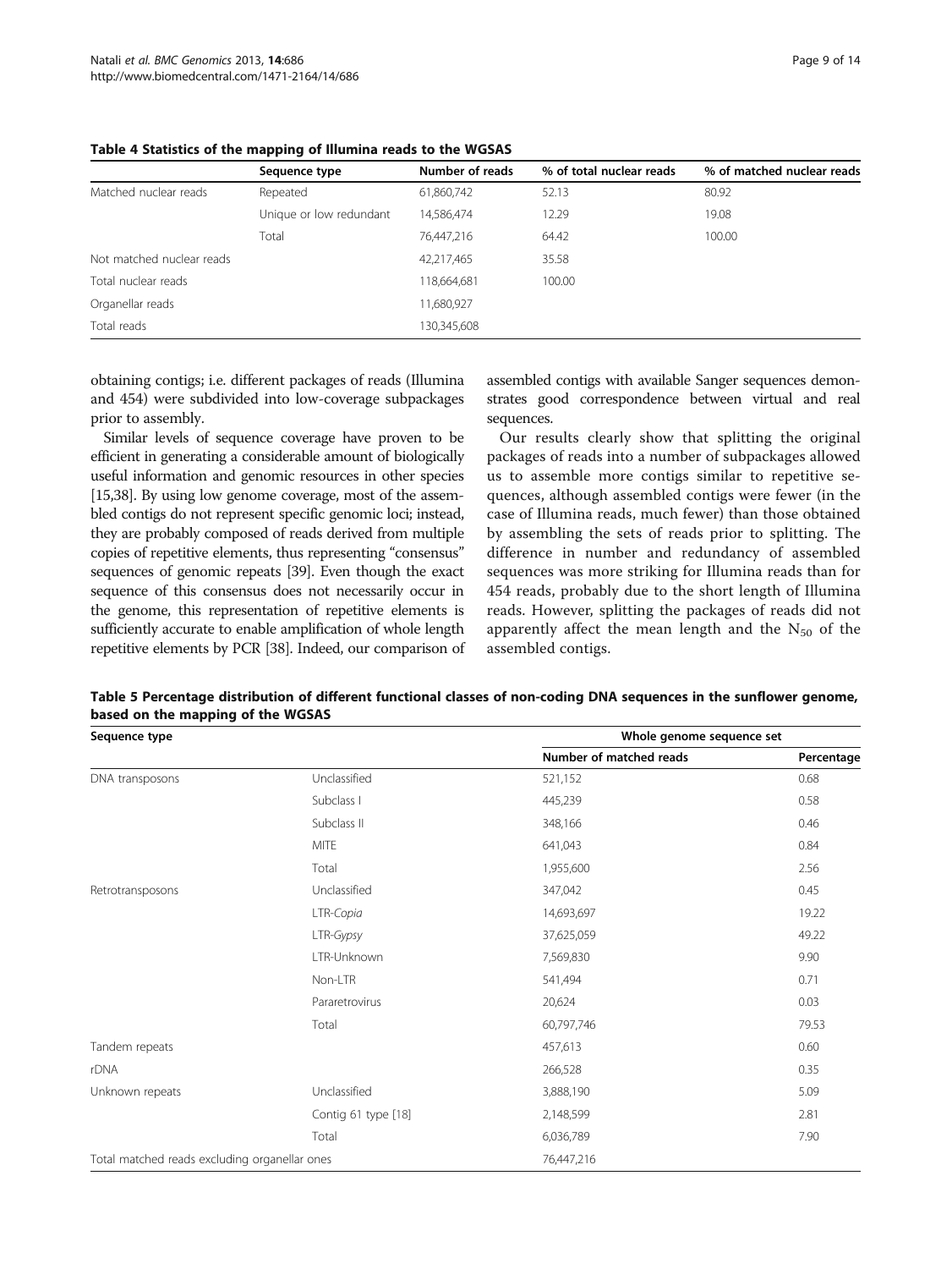**Table 4 Statistics of the mapping of Illumina reads to the WGSAS**

| | Sequence type | Number of reads | % of total nuclear reads | % of matched nuclear reads |
|---|---|---|---|---|
| Matched nuclear reads | Repeated | 61,860,742 | 52.13 | 80.92 |
| | Unique or low redundant | 14,586,474 | 12.29 | 19.08 |
| | Total | 76,447,216 | 64.42 | 100.00 |
| Not matched nuclear reads | | 42,217,465 | 35.58 | |
| Total nuclear reads | | 118,664,681 | 100.00 | |
| Organellar reads | | 11,680,927 | | |
| Total reads | | 130,345,608 | | |

obtaining contigs; i.e. different packages of reads (Illumina and 454) were subdivided into low-coverage subpackages prior to assembly.

Similar levels of sequence coverage have proven to be efficient in generating a considerable amount of biologically useful information and genomic resources in other species [15,38]. By using low genome coverage, most of the assembled contigs do not represent specific genomic loci; instead, they are probably composed of reads derived from multiple copies of repetitive elements, thus representing "consensus" sequences of genomic repeats [39]. Even though the exact sequence of this consensus does not necessarily occur in the genome, this representation of repetitive elements is sufficiently accurate to enable amplification of whole length repetitive elements by PCR [38]. Indeed, our comparison of assembled contigs with available Sanger sequences demonstrates good correspondence between virtual and real sequences.

Our results clearly show that splitting the original packages of reads into a number of subpackages allowed us to assemble more contigs similar to repetitive sequences, although assembled contigs were fewer (in the case of Illumina reads, much fewer) than those obtained by assembling the sets of reads prior to splitting. The difference in number and redundancy of assembled sequences was more striking for Illumina reads than for 454 reads, probably due to the short length of Illumina reads. However, splitting the packages of reads did not apparently affect the mean length and the $N_{50}$ of the assembled contigs.

**Table 5 Percentage distribution of different functional classes of non-coding DNA sequences in the sunflower genome, based on the mapping of the WGSAS**

| Sequence type | | Whole genome sequence set | |
|---|---|---|---|
| | | Number of matched reads | Percentage |
| DNA transposons | Unclassified | 521,152 | 0.68 |
| | Subclass I | 445,239 | 0.58 |
| | Subclass II | 348,166 | 0.46 |
| | MITE | 641,043 | 0.84 |
| | Total | 1,955,600 | 2.56 |
| Retrotransposons | Unclassified | 347,042 | 0.45 |
| | LTR-*Copia* | 14,693,697 | 19.22 |
| | LTR-*Gypsy* | 37,625,059 | 49.22 |
| | LTR-Unknown | 7,569,830 | 9.90 |
| | Non-LTR | 541,494 | 0.71 |
| | Pararetrovirus | 20,624 | 0.03 |
| | Total | 60,797,746 | 79.53 |
| Tandem repeats | | 457,613 | 0.60 |
| rDNA | | 266,528 | 0.35 |
| Unknown repeats | Unclassified | 3,888,190 | 5.09 |
| | Contig 61 type [18] | 2,148,599 | 2.81 |
| | Total | 6,036,789 | 7.90 |
| Total matched reads excluding organellar ones | | 76,447,216 | |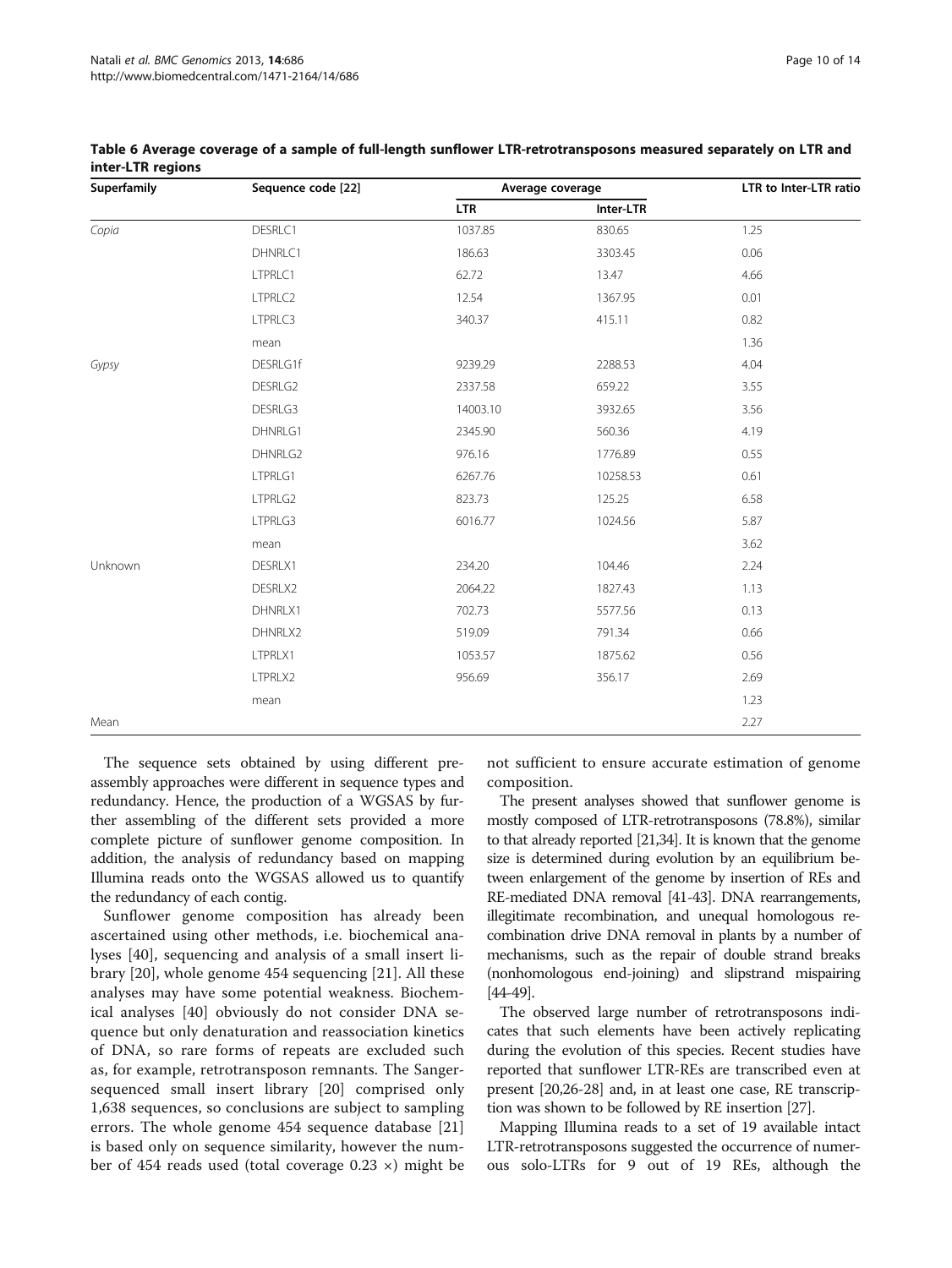**Table 6 Average coverage of a sample of full-length sunflower LTR-retrotransposons measured separately on LTR and inter-LTR regions**

| Superfamily | Sequence code [22] | Average coverage | | LTR to Inter-LTR ratio |
|---|---|---|---|---|
| | | LTR | Inter-LTR | |
| *Copia* | DESRLC1 | 1037.85 | 830.65 | 1.25 |
| | DHNRLC1 | 186.63 | 3303.45 | 0.06 |
| | LTPRLC1 | 62.72 | 13.47 | 4.66 |
| | LTPRLC2 | 12.54 | 1367.95 | 0.01 |
| | LTPRLC3 | 340.37 | 415.11 | 0.82 |
| | mean | | | 1.36 |
| *Gypsy* | DESRLG1f | 9239.29 | 2288.53 | 4.04 |
| | DESRLG2 | 2337.58 | 659.22 | 3.55 |
| | DESRLG3 | 14003.10 | 3932.65 | 3.56 |
| | DHNRLG1 | 2345.90 | 560.36 | 4.19 |
| | DHNRLG2 | 976.16 | 1776.89 | 0.55 |
| | LTPRLG1 | 6267.76 | 10258.53 | 0.61 |
| | LTPRLG2 | 823.73 | 125.25 | 6.58 |
| | LTPRLG3 | 6016.77 | 1024.56 | 5.87 |
| | mean | | | 3.62 |
| Unknown | DESRLX1 | 234.20 | 104.46 | 2.24 |
| | DESRLX2 | 2064.22 | 1827.43 | 1.13 |
| | DHNRLX1 | 702.73 | 5577.56 | 0.13 |
| | DHNRLX2 | 519.09 | 791.34 | 0.66 |
| | LTPRLX1 | 1053.57 | 1875.62 | 0.56 |
| | LTPRLX2 | 956.69 | 356.17 | 2.69 |
| | mean | | | 1.23 |
| Mean | | | | 2.27 |

The sequence sets obtained by using different pre-assembly approaches were different in sequence types and redundancy. Hence, the production of a WGSAS by further assembling of the different sets provided a more complete picture of sunflower genome composition. In addition, the analysis of redundancy based on mapping Illumina reads onto the WGSAS allowed us to quantify the redundancy of each contig.

Sunflower genome composition has already been ascertained using other methods, i.e. biochemical analyses [40], sequencing and analysis of a small insert library [20], whole genome 454 sequencing [21]. All these analyses may have some potential weakness. Biochemical analyses [40] obviously do not consider DNA sequence but only denaturation and reassociation kinetics of DNA, so rare forms of repeats are excluded such as, for example, retrotransposon remnants. The Sanger-sequenced small insert library [20] comprised only 1,638 sequences, so conclusions are subject to sampling errors. The whole genome 454 sequence database [21] is based only on sequence similarity, however the number of 454 reads used (total coverage 0.23 ×) might be not sufficient to ensure accurate estimation of genome composition.

The present analyses showed that sunflower genome is mostly composed of LTR-retrotransposons (78.8%), similar to that already reported [21,34]. It is known that the genome size is determined during evolution by an equilibrium between enlargement of the genome by insertion of REs and RE-mediated DNA removal [41-43]. DNA rearrangements, illegitimate recombination, and unequal homologous recombination drive DNA removal in plants by a number of mechanisms, such as the repair of double strand breaks (nonhomologous end-joining) and slipstrand mispairing [44-49].

The observed large number of retrotransposons indicates that such elements have been actively replicating during the evolution of this species. Recent studies have reported that sunflower LTR-REs are transcribed even at present [20,26-28] and, in at least one case, RE transcription was shown to be followed by RE insertion [27].

Mapping Illumina reads to a set of 19 available intact LTR-retrotransposons suggested the occurrence of numerous solo-LTRs for 9 out of 19 REs, although the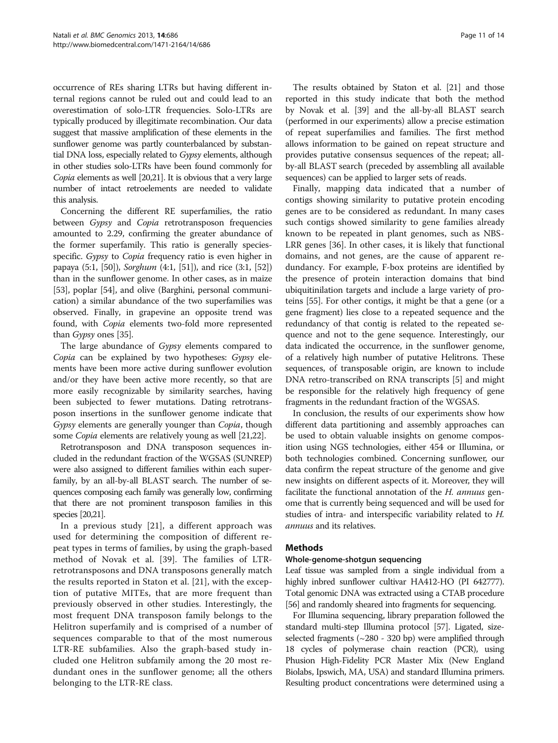occurrence of REs sharing LTRs but having different internal regions cannot be ruled out and could lead to an overestimation of solo-LTR frequencies. Solo-LTRs are typically produced by illegitimate recombination. Our data suggest that massive amplification of these elements in the sunflower genome was partly counterbalanced by substantial DNA loss, especially related to *Gypsy* elements, although in other studies solo-LTRs have been found commonly for *Copia* elements as well [20,21]. It is obvious that a very large number of intact retroelements are needed to validate this analysis.

Concerning the different RE superfamilies, the ratio between *Gypsy* and *Copia* retrotransposon frequencies amounted to 2.29, confirming the greater abundance of the former superfamily. This ratio is generally species-specific. *Gypsy* to *Copia* frequency ratio is even higher in papaya (5:1, [50]), *Sorghum* (4:1, [51]), and rice (3:1, [52]) than in the sunflower genome. In other cases, as in maize [53], poplar [54], and olive (Barghini, personal communication) a similar abundance of the two superfamilies was observed. Finally, in grapevine an opposite trend was found, with *Copia* elements two-fold more represented than *Gypsy* ones [35].

The large abundance of *Gypsy* elements compared to *Copia* can be explained by two hypotheses: *Gypsy* elements have been more active during sunflower evolution and/or they have been active more recently, so that are more easily recognizable by similarity searches, having been subjected to fewer mutations. Dating retrotransposon insertions in the sunflower genome indicate that *Gypsy* elements are generally younger than *Copia*, though some *Copia* elements are relatively young as well [21,22].

Retrotransposon and DNA transposon sequences included in the redundant fraction of the WGSAS (SUNREP) were also assigned to different families within each superfamily, by an all-by-all BLAST search. The number of sequences composing each family was generally low, confirming that there are not prominent transposon families in this species [20,21].

In a previous study [21], a different approach was used for determining the composition of different repeat types in terms of families, by using the graph-based method of Novak et al. [39]. The families of LTR-retrotransposons and DNA transposons generally match the results reported in Staton et al. [21], with the exception of putative MITEs, that are more frequent than previously observed in other studies. Interestingly, the most frequent DNA transposon family belongs to the Helitron superfamily and is comprised of a number of sequences comparable to that of the most numerous LTR-RE subfamilies. Also the graph-based study included one Helitron subfamily among the 20 most redundant ones in the sunflower genome; all the others belonging to the LTR-RE class.

The results obtained by Staton et al. [21] and those reported in this study indicate that both the method by Novak et al. [39] and the all-by-all BLAST search (performed in our experiments) allow a precise estimation of repeat superfamilies and families. The first method allows information to be gained on repeat structure and provides putative consensus sequences of the repeat; all-by-all BLAST search (preceded by assembling all available sequences) can be applied to larger sets of reads.

Finally, mapping data indicated that a number of contigs showing similarity to putative protein encoding genes are to be considered as redundant. In many cases such contigs showed similarity to gene families already known to be repeated in plant genomes, such as NBS-LRR genes [36]. In other cases, it is likely that functional domains, and not genes, are the cause of apparent redundancy. For example, F-box proteins are identified by the presence of protein interaction domains that bind ubiquitinilation targets and include a large variety of proteins [55]. For other contigs, it might be that a gene (or a gene fragment) lies close to a repeated sequence and the redundancy of that contig is related to the repeated sequence and not to the gene sequence. Interestingly, our data indicated the occurrence, in the sunflower genome, of a relatively high number of putative Helitrons. These sequences, of transposable origin, are known to include DNA retro-transcribed on RNA transcripts [5] and might be responsible for the relatively high frequency of gene fragments in the redundant fraction of the WGSAS.

In conclusion, the results of our experiments show how different data partitioning and assembly approaches can be used to obtain valuable insights on genome composition using NGS technologies, either 454 or Illumina, or both technologies combined. Concerning sunflower, our data confirm the repeat structure of the genome and give new insights on different aspects of it. Moreover, they will facilitate the functional annotation of the *H. annuus* genome that is currently being sequenced and will be used for studies of intra- and interspecific variability related to *H. annuus* and its relatives.

## Methods

### Whole-genome-shotgun sequencing

Leaf tissue was sampled from a single individual from a highly inbred sunflower cultivar HA412-HO (PI 642777). Total genomic DNA was extracted using a CTAB procedure [56] and randomly sheared into fragments for sequencing.

For Illumina sequencing, library preparation followed the standard multi-step Illumina protocol [57]. Ligated, size-selected fragments (~280 - 320 bp) were amplified through 18 cycles of polymerase chain reaction (PCR), using Phusion High-Fidelity PCR Master Mix (New England Biolabs, Ipswich, MA, USA) and standard Illumina primers. Resulting product concentrations were determined using a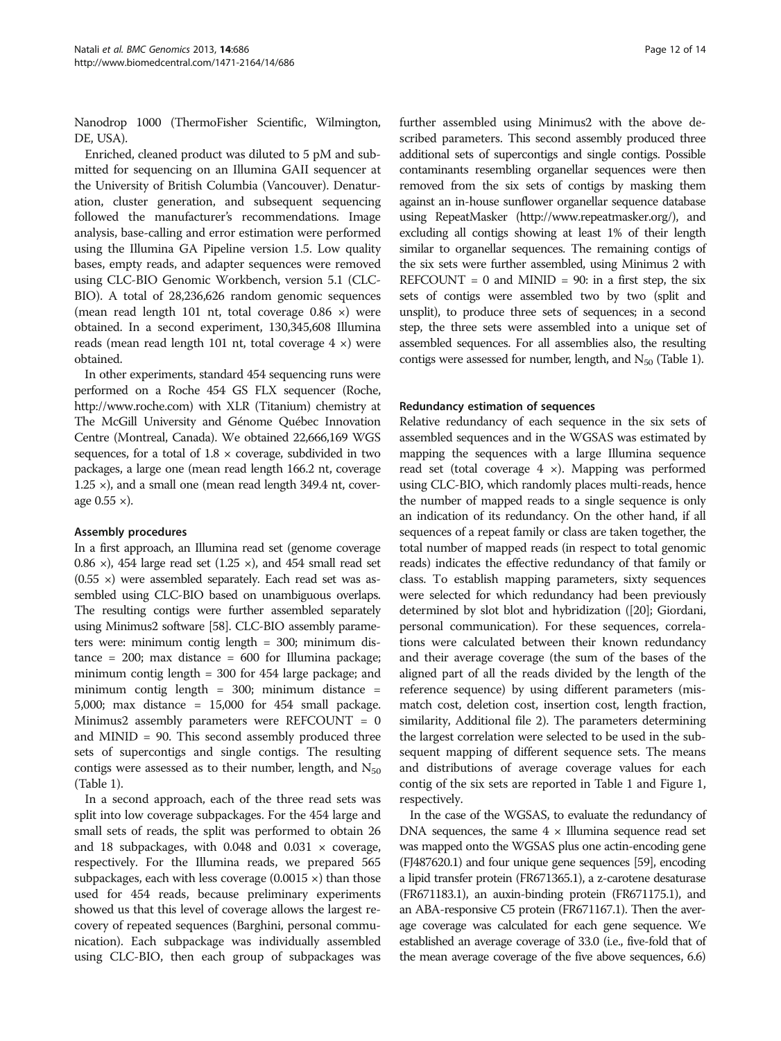Nanodrop 1000 (ThermoFisher Scientific, Wilmington, DE, USA).

Enriched, cleaned product was diluted to 5 pM and submitted for sequencing on an Illumina GAII sequencer at the University of British Columbia (Vancouver). Denaturation, cluster generation, and subsequent sequencing followed the manufacturer's recommendations. Image analysis, base-calling and error estimation were performed using the Illumina GA Pipeline version 1.5. Low quality bases, empty reads, and adapter sequences were removed using CLC-BIO Genomic Workbench, version 5.1 (CLC-BIO). A total of 28,236,626 random genomic sequences (mean read length 101 nt, total coverage 0.86 ×) were obtained. In a second experiment, 130,345,608 Illumina reads (mean read length 101 nt, total coverage 4 ×) were obtained.

In other experiments, standard 454 sequencing runs were performed on a Roche 454 GS FLX sequencer (Roche, http://www.roche.com) with XLR (Titanium) chemistry at The McGill University and Génome Québec Innovation Centre (Montreal, Canada). We obtained 22,666,169 WGS sequences, for a total of 1.8 × coverage, subdivided in two packages, a large one (mean read length 166.2 nt, coverage 1.25 ×), and a small one (mean read length 349.4 nt, coverage 0.55 ×).

### Assembly procedures

In a first approach, an Illumina read set (genome coverage 0.86 ×), 454 large read set (1.25 ×), and 454 small read set (0.55 ×) were assembled separately. Each read set was assembled using CLC-BIO based on unambiguous overlaps. The resulting contigs were further assembled separately using Minimus2 software [58]. CLC-BIO assembly parameters were: minimum contig length = 300; minimum distance = 200; max distance = 600 for Illumina package; minimum contig length = 300 for 454 large package; and minimum contig length = 300; minimum distance = 5,000; max distance = 15,000 for 454 small package. Minimus2 assembly parameters were REFCOUNT = 0 and MINID = 90. This second assembly produced three sets of supercontigs and single contigs. The resulting contigs were assessed as to their number, length, and $N_{50}$ (Table 1).

In a second approach, each of the three read sets was split into low coverage subpackages. For the 454 large and small sets of reads, the split was performed to obtain 26 and 18 subpackages, with 0.048 and 0.031 × coverage, respectively. For the Illumina reads, we prepared 565 subpackages, each with less coverage (0.0015 ×) than those used for 454 reads, because preliminary experiments showed us that this level of coverage allows the largest recovery of repeated sequences (Barghini, personal communication). Each subpackage was individually assembled using CLC-BIO, then each group of subpackages was further assembled using Minimus2 with the above described parameters. This second assembly produced three additional sets of supercontigs and single contigs. Possible contaminants resembling organellar sequences were then removed from the six sets of contigs by masking them against an in-house sunflower organellar sequence database using RepeatMasker (http://www.repeatmasker.org/), and excluding all contigs showing at least 1% of their length similar to organellar sequences. The remaining contigs of the six sets were further assembled, using Minimus 2 with REFCOUNT = 0 and MINID = 90: in a first step, the six sets of contigs were assembled two by two (split and unsplit), to produce three sets of sequences; in a second step, the three sets were assembled into a unique set of assembled sequences. For all assemblies also, the resulting contigs were assessed for number, length, and $N_{50}$ (Table 1).

### Redundancy estimation of sequences

Relative redundancy of each sequence in the six sets of assembled sequences and in the WGSAS was estimated by mapping the sequences with a large Illumina sequence read set (total coverage 4 ×). Mapping was performed using CLC-BIO, which randomly places multi-reads, hence the number of mapped reads to a single sequence is only an indication of its redundancy. On the other hand, if all sequences of a repeat family or class are taken together, the total number of mapped reads (in respect to total genomic reads) indicates the effective redundancy of that family or class. To establish mapping parameters, sixty sequences were selected for which redundancy had been previously determined by slot blot and hybridization ([20]; Giordani, personal communication). For these sequences, correlations were calculated between their known redundancy and their average coverage (the sum of the bases of the aligned part of all the reads divided by the length of the reference sequence) by using different parameters (mismatch cost, deletion cost, insertion cost, length fraction, similarity, Additional file 2). The parameters determining the largest correlation were selected to be used in the subsequent mapping of different sequence sets. The means and distributions of average coverage values for each contig of the six sets are reported in Table 1 and Figure 1, respectively.

In the case of the WGSAS, to evaluate the redundancy of DNA sequences, the same 4 × Illumina sequence read set was mapped onto the WGSAS plus one actin-encoding gene (FJ487620.1) and four unique gene sequences [59], encoding a lipid transfer protein (FR671365.1), a z-carotene desaturase (FR671183.1), an auxin-binding protein (FR671175.1), and an ABA-responsive C5 protein (FR671167.1). Then the average coverage was calculated for each gene sequence. We established an average coverage of 33.0 (i.e., five-fold that of the mean average coverage of the five above sequences, 6.6)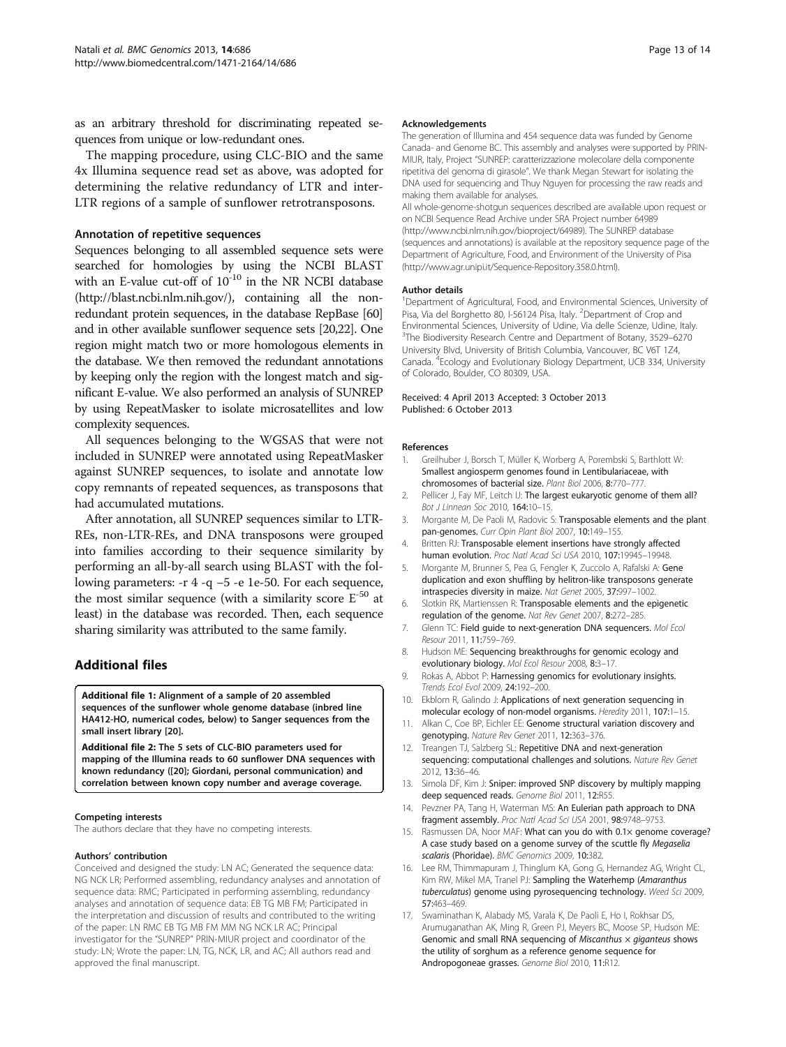as an arbitrary threshold for discriminating repeated sequences from unique or low-redundant ones.

The mapping procedure, using CLC-BIO and the same 4x Illumina sequence read set as above, was adopted for determining the relative redundancy of LTR and inter-LTR regions of a sample of sunflower retrotransposons.

### Annotation of repetitive sequences

Sequences belonging to all assembled sequence sets were searched for homologies by using the NCBI BLAST with an E-value cut-off of $10^{-10}$ in the NR NCBI database (http://blast.ncbi.nlm.nih.gov/), containing all the non-redundant protein sequences, in the database RepBase [60] and in other available sunflower sequence sets [20,22]. One region might match two or more homologous elements in the database. We then removed the redundant annotations by keeping only the region with the longest match and significant E-value. We also performed an analysis of SUNREP by using RepeatMasker to isolate microsatellites and low complexity sequences.

All sequences belonging to the WGSAS that were not included in SUNREP were annotated using RepeatMasker against SUNREP sequences, to isolate and annotate low copy remnants of repeated sequences, as transposons that had accumulated mutations.

After annotation, all SUNREP sequences similar to LTR-REs, non-LTR-REs, and DNA transposons were grouped into families according to their sequence similarity by performing an all-by-all search using BLAST with the following parameters: -r 4 -q −5 -e 1e-50. For each sequence, the most similar sequence (with a similarity score $E^{-50}$ at least) in the database was recorded. Then, each sequence sharing similarity was attributed to the same family.

## Additional files

**Additional file 1: Alignment of a sample of 20 assembled sequences of the sunflower whole genome database (inbred line HA412-HO, numerical codes, below) to Sanger sequences from the small insert library [20].**

**Additional file 2: The 5 sets of CLC-BIO parameters used for mapping of the Illumina reads to 60 sunflower DNA sequences with known redundancy ([20]; Giordani, personal communication) and correlation between known copy number and average coverage.**

#### Competing interests

The authors declare that they have no competing interests.

#### Authors' contribution

Conceived and designed the study: LN AC; Generated the sequence data: NG NCK LR; Performed assembling, redundancy analyses and annotation of sequence data: RMC; Participated in performing assembling, redundancy analyses and annotation of sequence data: EB TG MB FM; Participated in the interpretation and discussion of results and contributed to the writing of the paper: LN RMC EB TG MB FM MM NG NCK LR AC; Principal investigator for the "SUNREP" PRIN-MIUR project and coordinator of the study: LN; Wrote the paper: LN, TG, NCK, LR, and AC; All authors read and approved the final manuscript.

#### Acknowledgements

The generation of Illumina and 454 sequence data was funded by Genome Canada- and Genome BC. This assembly and analyses were supported by PRIN-MIUR, Italy, Project "SUNREP: caratterizzazione molecolare della componente ripetitiva del genoma di girasole". We thank Megan Stewart for isolating the DNA used for sequencing and Thuy Nguyen for processing the raw reads and making them available for analyses.

All whole-genome-shotgun sequences described are available upon request or on NCBI Sequence Read Archive under SRA Project number 64989 (http://www.ncbi.nlm.nih.gov/bioproject/64989). The SUNREP database (sequences and annotations) is available at the repository sequence page of the Department of Agriculture, Food, and Environment of the University of Pisa (http://www.agr.unipi.it/Sequence-Repository.358.0.html).

#### Author details

[1]Department of Agricultural, Food, and Environmental Sciences, University of Pisa, Via del Borghetto 80, I-56124 Pisa, Italy. [2]Department of Crop and Environmental Sciences, University of Udine, Via delle Scienze, Udine, Italy. [3]The Biodiversity Research Centre and Department of Botany, 3529–6270 University Blvd, University of British Columbia, Vancouver, BC V6T 1Z4, Canada. [4]Ecology and Evolutionary Biology Department, UCB 334, University of Colorado, Boulder, CO 80309, USA.

Received: 4 April 2013 Accepted: 3 October 2013
Published: 6 October 2013

#### References

1. Greilhuber J, Borsch T, Müller K, Worberg A, Porembski S, Barthlott W: **Smallest angiosperm genomes found in Lentibulariaceae, with chromosomes of bacterial size.** *Plant Biol* 2006, **8:**770–777.
2. Pellicer J, Fay MF, Leitch IJ: **The largest eukaryotic genome of them all?** *Bot J Linnean Soc* 2010, **164:**10–15.
3. Morgante M, De Paoli M, Radovic S: **Transposable elements and the plant pan-genomes.** *Curr Opin Plant Biol* 2007, **10:**149–155.
4. Britten RJ: **Transposable element insertions have strongly affected human evolution.** *Proc Natl Acad Sci USA* 2010, **107:**19945–19948.
5. Morgante M, Brunner S, Pea G, Fengler K, Zuccolo A, Rafalski A: **Gene duplication and exon shuffling by helitron-like transposons generate intraspecies diversity in maize.** *Nat Genet* 2005, **37:**997–1002.
6. Slotkin RK, Martienssen R: **Transposable elements and the epigenetic regulation of the genome.** *Nat Rev Genet* 2007, **8:**272–285.
7. Glenn TC: **Field guide to next-generation DNA sequencers.** *Mol Ecol Resour* 2011, **11:**759–769.
8. Hudson ME: **Sequencing breakthroughs for genomic ecology and evolutionary biology.** *Mol Ecol Resour* 2008, **8:**3–17.
9. Rokas A, Abbot P: **Harnessing genomics for evolutionary insights.** *Trends Ecol Evol* 2009, **24:**192–200.
10. Ekblom R, Galindo J: **Applications of next generation sequencing in molecular ecology of non-model organisms.** *Heredity* 2011, **107:**1–15.
11. Alkan C, Coe BP, Eichler EE: **Genome structural variation discovery and genotyping.** *Nature Rev Genet* 2011, **12:**363–376.
12. Treangen TJ, Salzberg SL: **Repetitive DNA and next-generation sequencing: computational challenges and solutions.** *Nature Rev Genet* 2012, **13:**36–46.
13. Simola DF, Kim J: **Sniper: improved SNP discovery by multiply mapping deep sequenced reads.** *Genome Biol* 2011, **12:**R55.
14. Pevzner PA, Tang H, Waterman MS: **An Eulerian path approach to DNA fragment assembly.** *Proc Natl Acad Sci USA* 2001, **98:**9748–9753.
15. Rasmussen DA, Noor MAF: **What can you do with 0.1× genome coverage? A case study based on a genome survey of the scuttle fly *Megaselia scalaris* (Phoridae).** *BMC Genomics* 2009, **10:**382.
16. Lee RM, Thimmapuram J, Thinglum KA, Gong G, Hernandez AG, Wright CL, Kim RW, Mikel MA, Tranel PJ: **Sampling the Waterhemp (*Amaranthus tuberculatus*) genome using pyrosequencing technology.** *Weed Sci* 2009, **57:**463–469.
17. Swaminathan K, Alabady MS, Varala K, De Paoli E, Ho I, Rokhsar DS, Arumuganathan AK, Ming R, Green PJ, Meyers BC, Moose SP, Hudson ME: **Genomic and small RNA sequencing of *Miscanthus* × *giganteus* shows the utility of sorghum as a reference genome sequence for Andropogoneae grasses.** *Genome Biol* 2010, **11:**R12.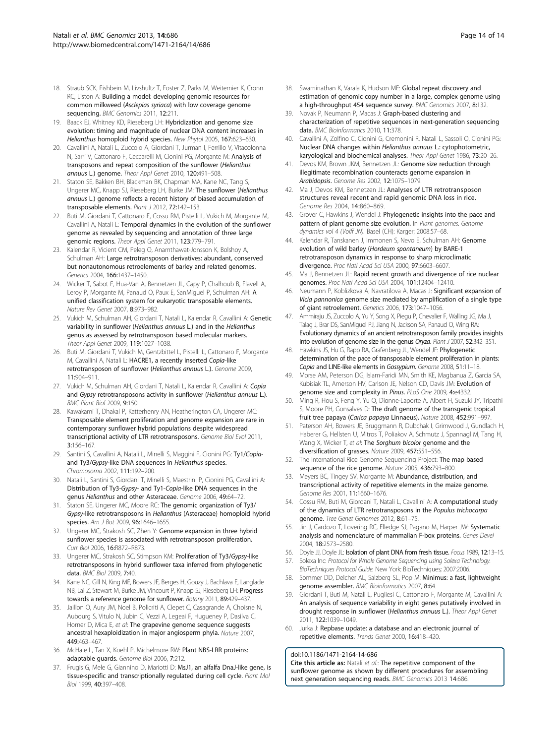18. Straub SCK, Fishbein M, Livshultz T, Foster Z, Parks M, Weitemier K, Cronn RC, Liston A: **Building a model: developing genomic resources for common milkweed (*Asclepias syriaca*) with low coverage genome sequencing.** *BMC Genomics* 2011, **12:**211.
19. Baack EJ, Whitney KD, Rieseberg LH: **Hybridization and genome size evolution: timing and magnitude of nuclear DNA content increases in *Helianthus* homoploid hybrid species.** *New Phytol* 2005, **167:**623–630.
20. Cavallini A, Natali L, Zuccolo A, Giordani T, Jurman I, Ferrillo V, Vitacolonna N, Sarri V, Cattonaro F, Ceccarelli M, Cionini PG, Morgante M: **Analysis of transposons and repeat composition of the sunflower (*Helianthus annuus* L.) genome.** *Theor Appl Genet* 2010, **120:**491–508.
21. Staton SE, Bakken BH, Blackman BK, Chapman MA, Kane NC, Tang S, Ungerer MC, Knapp SJ, Rieseberg LH, Burke JM: **The sunflower (*Helianthus annuus* L.) genome reflects a recent history of biased accumulation of transposable elements.** *Plant J* 2012, **72:**142–153.
22. Buti M, Giordani T, Cattonaro F, Cossu RM, Pistelli L, Vukich M, Morgante M, Cavallini A, Natali L: **Temporal dynamics in the evolution of the sunflower genome as revealed by sequencing and annotation of three large genomic regions.** *Theor Appl Genet* 2011, **123:**779–791.
23. Kalendar R, Vicient CM, Peleg O, Anamthawat-Jonsson K, Bolshoy A, Schulman AH: **Large retrotransposon derivatives: abundant, conserved but nonautonomous retroelements of barley and related genomes.** *Genetics* 2004, **166:**1437–1450.
24. Wicker T, Sabot F, Hua-Van A, Bennetzen JL, Capy P, Chalhoub B, Flavell A, Leroy P, Morgante M, Panaud O, Paux E, SanMiguel P, Schulman AH: **A unified classification system for eukaryotic transposable elements.** *Nature Rev Genet* 2007, **8:**973–982.
25. Vukich M, Schulman AH, Giordani T, Natali L, Kalendar R, Cavallini A: **Genetic variability in sunflower (*Helianthus annuus* L.) and in the *Helianthus* genus as assessed by retrotransposon based molecular markers.** *Theor Appl Genet* 2009, **119:**1027–1038.
26. Buti M, Giordani T, Vukich M, Gentzbittel L, Pistelli L, Cattonaro F, Morgante M, Cavallini A, Natali L: **HACRE1, a recently inserted *Copia*-like retrotransposon of sunflower (*Helianthus annuus* L.).** *Genome* 2009, **11:**904–911.
27. Vukich M, Schulman AH, Giordani T, Natali L, Kalendar R, Cavallini A: ***Copia* and *Gypsy* retrotransposons activity in sunflower (*Helianthus annuus* L.).** *BMC Plant Biol* 2009, **9:**150.
28. Kawakami T, Dhakal P, Katterhenry AN, Heatherington CA, Ungerer MC: **Transposable element proliferation and genome expansion are rare in contemporary sunflower hybrid populations despite widespread transcriptional activity of LTR retrotransposons.** *Genome Biol Evol* 2011, **3:**156–167.
29. Santini S, Cavallini A, Natali L, Minelli S, Maggini F, Cionini PG: **Ty1/*Copia*- and Ty3/*Gypsy*-like DNA sequences in *Helianthus* species.** *Chromosoma* 2002, **111:**192–200.
30. Natali L, Santini S, Giordani T, Minelli S, Maestrini P, Cionini PG, Cavallini A: **Distribution of Ty3-*Gypsy*- and Ty1-*Copia*-like DNA sequences in the genus *Helianthus* and other Asteraceae.** *Genome* 2006, **49:**64–72.
31. Staton SE, Ungerer MC, Moore RC: **The genomic organization of Ty3/*Gypsy*-like retrotransposons in *Helianthus* (Asteraceae) homoploid hybrid species.** *Am J Bot* 2009, **96:**1646–1655.
32. Ungerer MC, Strakosh SC, Zhen Y: **Genome expansion in three hybrid sunflower species is associated with retrotransposon proliferation.** *Curr Biol* 2006, **16:**R872–R873.
33. Ungerer MC, Strakosh SC, Stimpson KM: **Proliferation of Ty3/*Gypsy*-like retrotransposons in hybrid sunflower taxa inferred from phylogenetic data.** *BMC Biol* 2009, **7:**40.
34. Kane NC, Gill N, King ME, Bowers JE, Berges H, Gouzy J, Bachlava E, Langlade NB, Lai Z, Stewart M, Burke JM, Vincourt P, Knapp SJ, Rieseberg LH: **Progress towards a reference genome for sunflower.** *Botany* 2011, **89:**429–437.
35. Jaillon O, Aury JM, Noel B, Policriti A, Clepet C, Casagrande A, Choisne N, Aubourg S, Vitulo N, Jubin C, Vezzi A, Legeai F, Hugueney P, Dasilva C, Horner D, Mica E, *et al*: **The grapevine genome sequence suggests ancestral hexaploidization in major angiosperm phyla.** *Nature* 2007, **449:**463–467.
36. McHale L, Tan X, Koehl P, Michelmore RW: **Plant NBS-LRR proteins: adaptable guards.** *Genome Biol* 2006, **7:**212.
37. Frugis G, Mele G, Giannino D, Mariotti D: **MsJ1, an alfalfa DnaJ-like gene, is tissue-specific and transcriptionally regulated during cell cycle.** *Plant Mol Biol* 1999, **40:**397–408.
38. Swaminathan K, Varala K, Hudson ME: **Global repeat discovery and estimation of genomic copy number in a large, complex genome using a high-throughput 454 sequence survey.** *BMC Genomics* 2007, **8:**132.
39. Novak P, Neumann P, Macas J: **Graph-based clustering and characterization of repetitive sequences in next-generation sequencing data.** *BMC Bioinformatics* 2010, **11:**378.
40. Cavallini A, Zolfino C, Cionini G, Cremonini R, Natali L, Sassoli O, Cionini PG: **Nuclear DNA changes within *Helianthus annuus* L.: cytophotometric, karyological and biochemical analyses.** *Theor Appl Genet* 1986, **73:**20–26.
41. Devos KM, Brown JKM, Bennetzen JL: **Genome size reduction through illegitimate recombination counteracts genome expansion in *Arabidopsis*.** *Genome Res* 2002, **12:**1075–1079.
42. Ma J, Devos KM, Bennetzen JL: **Analyses of LTR retrotransposon structures reveal recent and rapid genomic DNA loss in rice.** *Genome Res* 2004, **14:**860–869.
43. Grover C, Hawkins J, Wendel J: **Phylogenetic insights into the pace and pattern of plant genome size evolution.** In *Plant genomes. Genome dynamics vol 4 (Volff JN).* Basel (CH): Karger; 2008:57–68.
44. Kalendar R, Tanskanen J, Immonen S, Nevo E, Schulman AH: **Genome evolution of wild barley (*Hordeum spontaneum*) by BARE-1 retrotransposon dynamics in response to sharp microclimatic divergence.** *Proc Natl Acad Sci USA* 2000, **97:**6603–6607.
45. Ma J, Bennetzen JL: **Rapid recent growth and divergence of rice nuclear genomes.** *Proc Natl Acad Sci USA* 2004, **101:**12404–12410.
46. Neumann P, Koblizkova A, Navratilova A, Macas J: **Significant expansion of *Vicia pannonica* genome size mediated by amplification of a single type of giant retroelement.** *Genetics* 2006, **173:**1047–1056.
47. Ammiraju JS, Zuccolo A, Yu Y, Song X, Piegu P, Chevalier F, Walling JG, Ma J, Talag J, Brar DS, SanMiguel PJ, Jiang N, Jackson SA, Panaud O, Wing RA: **Evolutionary dynamics of an ancient retrotransposon family provides insights into evolution of genome size in the genus *Oryza*.** *Plant J* 2007, **52:**342–351.
48. Hawkins JS, Hu G, Rapp RA, Grafenberg JL, Wendel JF: **Phylogenetic determination of the pace of transposable element proliferation in plants: *Copia* and LINE-like elements in *Gossypium*.** *Genome* 2008, **51:**11–18.
49. Morse AM, Peterson DG, Islam-Faridi MN, Smith KE, Magbanua Z, Garcia SA, Kubisiak TL, Amerson HV, Carlson JE, Nelson CD, Davis JM: **Evolution of genome size and complexity in *Pinus*.** *PLoS One* 2009, **4:**e4332.
50. Ming R, Hou S, Feng Y, Yu Q, Dionne-Laporte A, Albert H, Suzuki JY, Tripathi S, Moore PH, Gonsalves D: **The draft genome of the transgenic tropical fruit tree papaya (*Carica papaya* Linnaeus).** *Nature* 2008, **452:**991–997.
51. Paterson AH, Bowers JE, Bruggmann R, Dubchak I, Grimwood J, Gundlach H, Haberer G, Hellsten U, Mitros T, Poliakov A, Schmutz J, Spannagl M, Tang H, Wang X, Wicker T, *et al*: **The *Sorghum bicolor* genome and the diversification of grasses.** *Nature* 2009, **457:**551–556.
52. The International Rice Genome Sequencing Project: **The map based sequence of the rice genome.** *Nature* 2005, **436:**793–800.
53. Meyers BC, Tingey SV, Morgante M: **Abundance, distribution, and transcriptional activity of repetitive elements in the maize genome.** *Genome Res* 2001, **11:**1660–1676.
54. Cossu RM, Buti M, Giordani T, Natali L, Cavallini A: **A computational study of the dynamics of LTR retrotransposons in the *Populus trichocarpa* genome.** *Tree Genet Genomes* 2012, **8:**61–75.
55. Jin J, Cardozo T, Lovering RC, Elledge SJ, Pagano M, Harper JW: **Systematic analysis and nomenclature of mammalian F-box proteins.** *Genes Devel* 2004, **18:**2573–2580.
56. Doyle JJ, Doyle JL: **Isolation of plant DNA from fresh tissue.** *Focus* 1989, **12:**13–15.
57. Solexa Inc: *Protocol for Whole Genome Sequencing using Solexa Technology. BioTechniques Protocol Guide.* New York: BioTechniques; 2007:2006.
58. Sommer DD, Delcher AL, Salzberg SL, Pop M: **Minimus: a fast, lightweight genome assembler.** *BMC Bioinformatics* 2007, **8:**64.
59. Giordani T, Buti M, Natali L, Pugliesi C, Cattonaro F, Morgante M, Cavallini A: **An analysis of sequence variability in eight genes putatively involved in drought response in sunflower (*Helianthus annuus* L.).** *Theor Appl Genet* 2011, **122:**1039–1049.
60. Jurka J: **Repbase update: a database and an electronic journal of repetitive elements.** *Trends Genet* 2000, **16:**418–420.

doi:10.1186/1471-2164-14-686

**Cite this article as:** Natali *et al.*: The repetitive component of the sunflower genome as shown by different procedures for assembling next generation sequencing reads. *BMC Genomics* 2013 **14**:686.